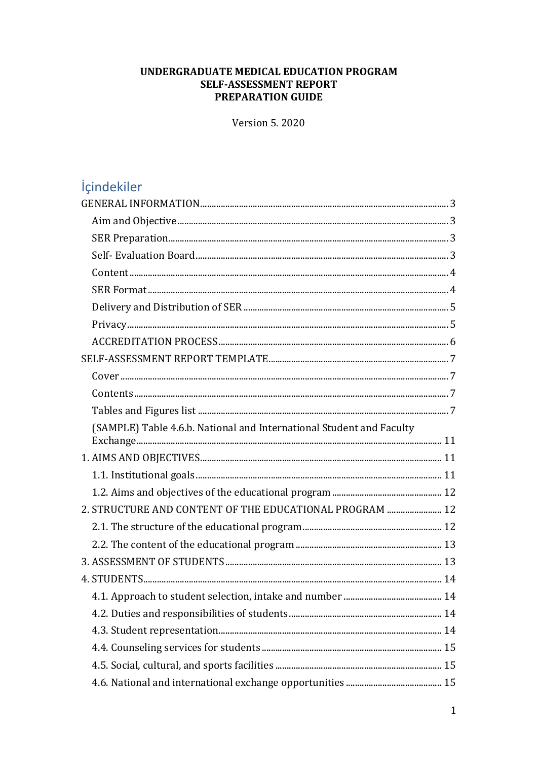**UNDERGRADUATE MEDICAL EDUCATION PROGRAM**
**SELF-ASSESSMENT REPORT**
**PREPARATION GUIDE**

Version 5. 2020

## İçindekiler

- GENERAL INFORMATION ..... 3
  - Aim and Objective ..... 3
  - SER Preparation ..... 3
  - Self- Evaluation Board ..... 3
  - Content ..... 4
  - SER Format ..... 4
  - Delivery and Distribution of SER ..... 5
  - Privacy ..... 5
  - ACCREDITATION PROCESS ..... 6
- SELF-ASSESSMENT REPORT TEMPLATE ..... 7
  - Cover ..... 7
  - Contents ..... 7
  - Tables and Figures list ..... 7
  - (SAMPLE) Table 4.6.b. National and International Student and Faculty Exchange ..... 11
- 1. AIMS AND OBJECTIVES ..... 11
  - 1.1. Institutional goals ..... 11
  - 1.2. Aims and objectives of the educational program ..... 12
- 2. STRUCTURE AND CONTENT OF THE EDUCATIONAL PROGRAM ..... 12
  - 2.1. The structure of the educational program ..... 12
  - 2.2. The content of the educational program ..... 13
- 3. ASSESSMENT OF STUDENTS ..... 13
- 4. STUDENTS ..... 14
  - 4.1. Approach to student selection, intake and number ..... 14
  - 4.2. Duties and responsibilities of students ..... 14
  - 4.3. Student representation ..... 14
  - 4.4. Counseling services for students ..... 15
  - 4.5. Social, cultural, and sports facilities ..... 15
  - 4.6. National and international exchange opportunities ..... 15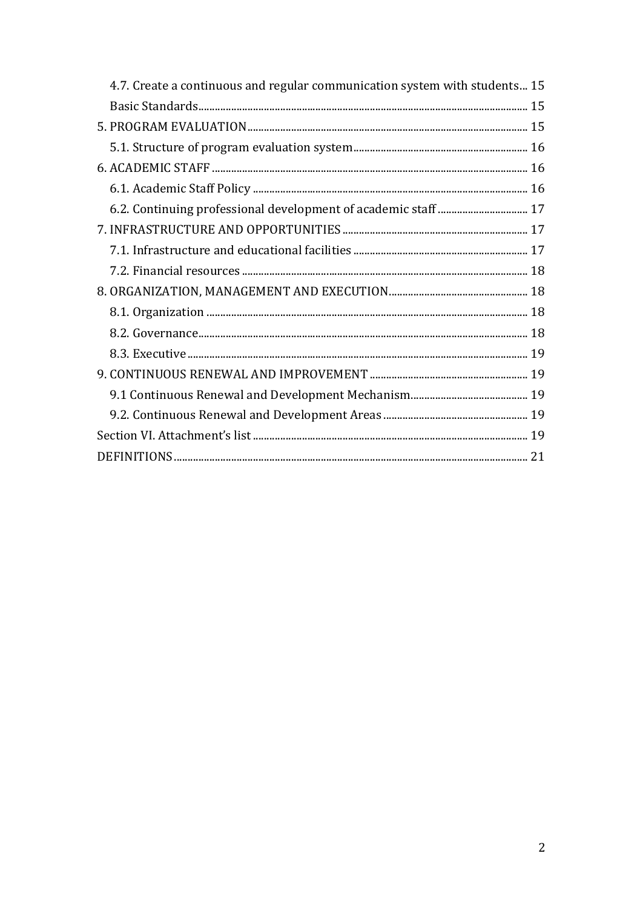4.7. Create a continuous and regular communication system with students... 15

Basic Standards... 15

5. PROGRAM EVALUATION... 15

5.1. Structure of program evaluation system... 16

6. ACADEMIC STAFF... 16

6.1. Academic Staff Policy... 16

6.2. Continuing professional development of academic staff... 17

7. INFRASTRUCTURE AND OPPORTUNITIES... 17

7.1. Infrastructure and educational facilities... 17

7.2. Financial resources... 18

8. ORGANIZATION, MANAGEMENT AND EXECUTION... 18

8.1. Organization... 18

8.2. Governance... 18

8.3. Executive... 19

9. CONTINUOUS RENEWAL AND IMPROVEMENT... 19

9.1 Continuous Renewal and Development Mechanism... 19

9.2. Continuous Renewal and Development Areas... 19

Section VI. Attachment's list... 19

DEFINITIONS... 21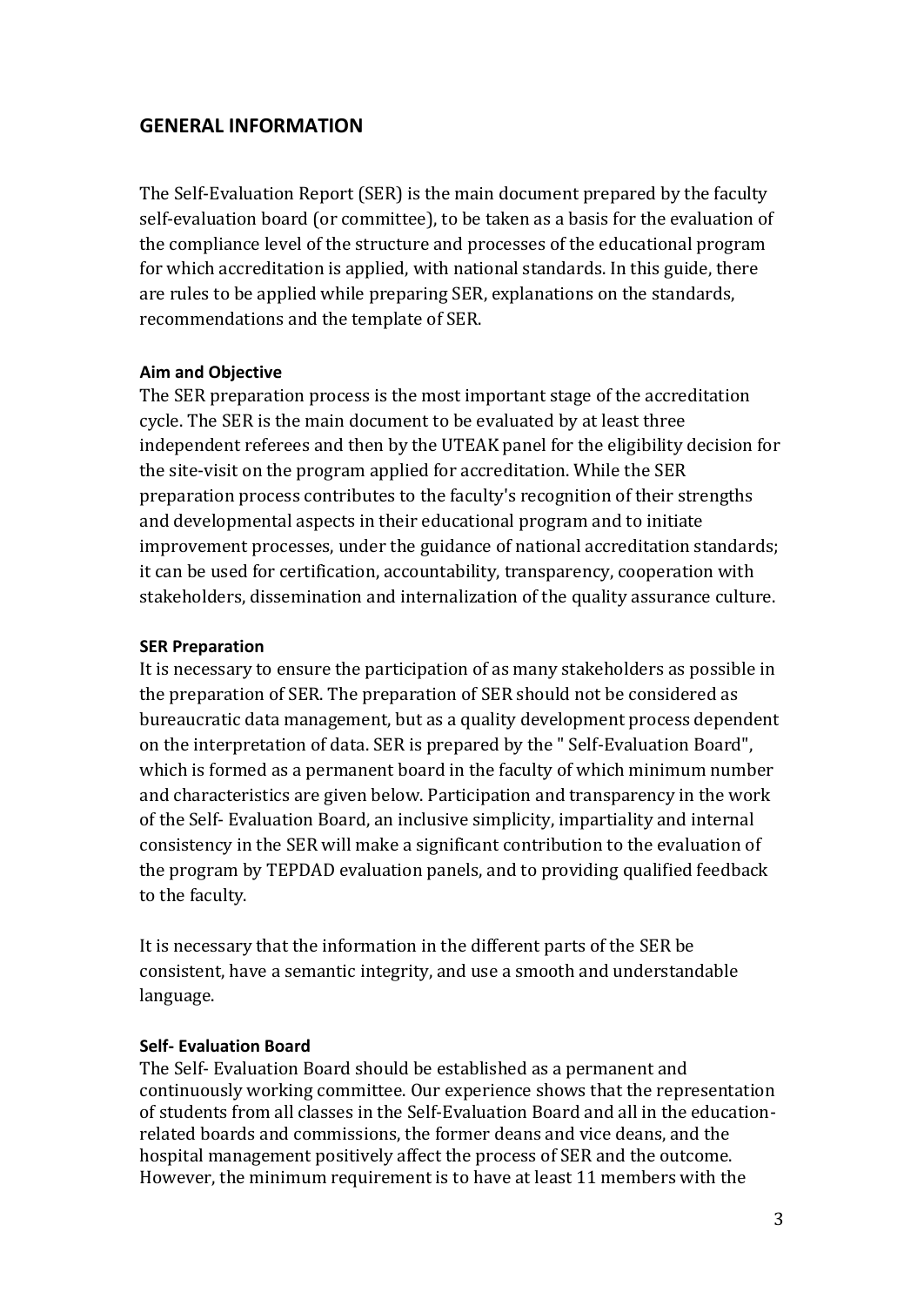## GENERAL INFORMATION

The Self-Evaluation Report (SER) is the main document prepared by the faculty self-evaluation board (or committee), to be taken as a basis for the evaluation of the compliance level of the structure and processes of the educational program for which accreditation is applied, with national standards. In this guide, there are rules to be applied while preparing SER, explanations on the standards, recommendations and the template of SER.

**Aim and Objective**

The SER preparation process is the most important stage of the accreditation cycle. The SER is the main document to be evaluated by at least three independent referees and then by the UTEAK panel for the eligibility decision for the site-visit on the program applied for accreditation. While the SER preparation process contributes to the faculty's recognition of their strengths and developmental aspects in their educational program and to initiate improvement processes, under the guidance of national accreditation standards; it can be used for certification, accountability, transparency, cooperation with stakeholders, dissemination and internalization of the quality assurance culture.

**SER Preparation**

It is necessary to ensure the participation of as many stakeholders as possible in the preparation of SER. The preparation of SER should not be considered as bureaucratic data management, but as a quality development process dependent on the interpretation of data. SER is prepared by the " Self-Evaluation Board", which is formed as a permanent board in the faculty of which minimum number and characteristics are given below. Participation and transparency in the work of the Self- Evaluation Board, an inclusive simplicity, impartiality and internal consistency in the SER will make a significant contribution to the evaluation of the program by TEPDAD evaluation panels, and to providing qualified feedback to the faculty.

It is necessary that the information in the different parts of the SER be consistent, have a semantic integrity, and use a smooth and understandable language.

**Self- Evaluation Board**

The Self- Evaluation Board should be established as a permanent and continuously working committee. Our experience shows that the representation of students from all classes in the Self-Evaluation Board and all in the education-related boards and commissions, the former deans and vice deans, and the hospital management positively affect the process of SER and the outcome. However, the minimum requirement is to have at least 11 members with the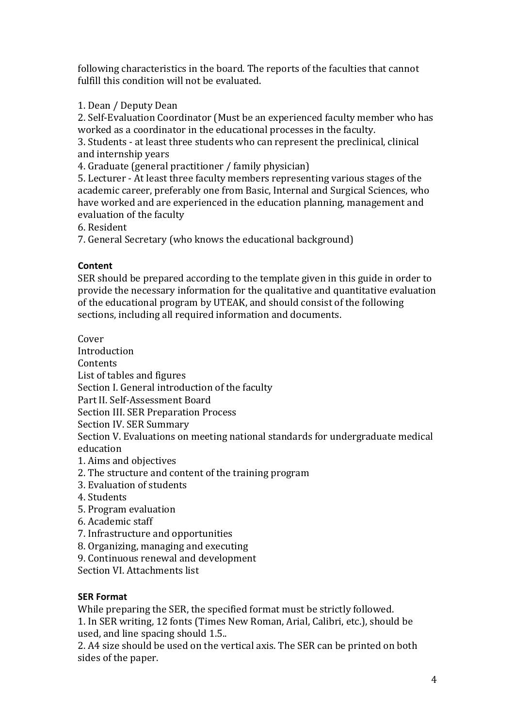following characteristics in the board. The reports of the faculties that cannot fulfill this condition will not be evaluated.

1. Dean / Deputy Dean
2. Self-Evaluation Coordinator (Must be an experienced faculty member who has worked as a coordinator in the educational processes in the faculty.
3. Students - at least three students who can represent the preclinical, clinical and internship years
4. Graduate (general practitioner / family physician)
5. Lecturer - At least three faculty members representing various stages of the academic career, preferably one from Basic, Internal and Surgical Sciences, who have worked and are experienced in the education planning, management and evaluation of the faculty
6. Resident
7. General Secretary (who knows the educational background)

**Content**

SER should be prepared according to the template given in this guide in order to provide the necessary information for the qualitative and quantitative evaluation of the educational program by UTEAK, and should consist of the following sections, including all required information and documents.

Cover
Introduction
Contents
List of tables and figures
Section I. General introduction of the faculty
Part II. Self-Assessment Board
Section III. SER Preparation Process
Section IV. SER Summary
Section V. Evaluations on meeting national standards for undergraduate medical education
1. Aims and objectives
2. The structure and content of the training program
3. Evaluation of students
4. Students
5. Program evaluation
6. Academic staff
7. Infrastructure and opportunities
8. Organizing, managing and executing
9. Continuous renewal and development
Section VI. Attachments list

**SER Format**

While preparing the SER, the specified format must be strictly followed.
1. In SER writing, 12 fonts (Times New Roman, Arial, Calibri, etc.), should be used, and line spacing should 1.5..
2. A4 size should be used on the vertical axis. The SER can be printed on both sides of the paper.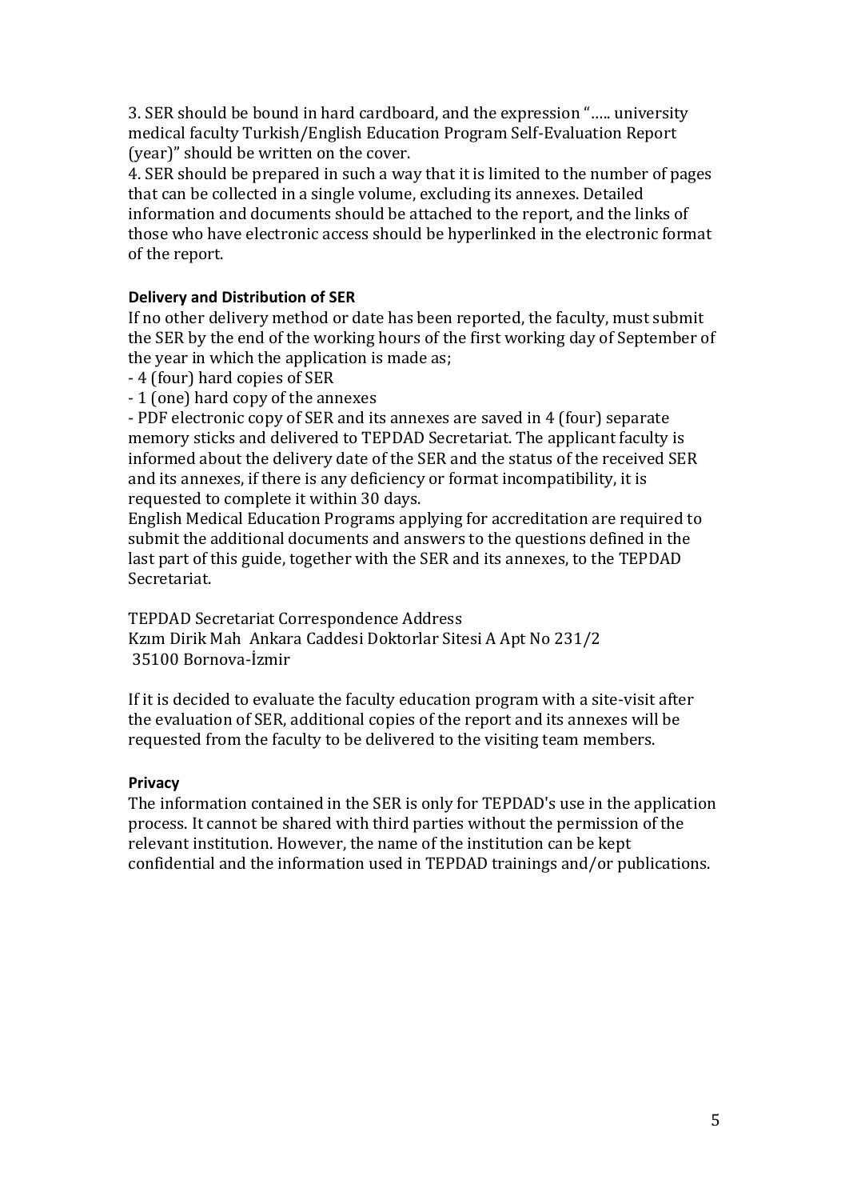3. SER should be bound in hard cardboard, and the expression "….. university medical faculty Turkish/English Education Program Self-Evaluation Report (year)" should be written on the cover.
4. SER should be prepared in such a way that it is limited to the number of pages that can be collected in a single volume, excluding its annexes. Detailed information and documents should be attached to the report, and the links of those who have electronic access should be hyperlinked in the electronic format of the report.

**Delivery and Distribution of SER**

If no other delivery method or date has been reported, the faculty, must submit the SER by the end of the working hours of the first working day of September of the year in which the application is made as;

- 4 (four) hard copies of SER
- 1 (one) hard copy of the annexes
- PDF electronic copy of SER and its annexes are saved in 4 (four) separate memory sticks and delivered to TEPDAD Secretariat. The applicant faculty is informed about the delivery date of the SER and the status of the received SER and its annexes, if there is any deficiency or format incompatibility, it is requested to complete it within 30 days.

English Medical Education Programs applying for accreditation are required to submit the additional documents and answers to the questions defined in the last part of this guide, together with the SER and its annexes, to the TEPDAD Secretariat.

TEPDAD Secretariat Correspondence Address
Kzım Dirik Mah Ankara Caddesi Doktorlar Sitesi A Apt No 231/2
35100 Bornova-İzmir

If it is decided to evaluate the faculty education program with a site-visit after the evaluation of SER, additional copies of the report and its annexes will be requested from the faculty to be delivered to the visiting team members.

**Privacy**

The information contained in the SER is only for TEPDAD's use in the application process. It cannot be shared with third parties without the permission of the relevant institution. However, the name of the institution can be kept confidential and the information used in TEPDAD trainings and/or publications.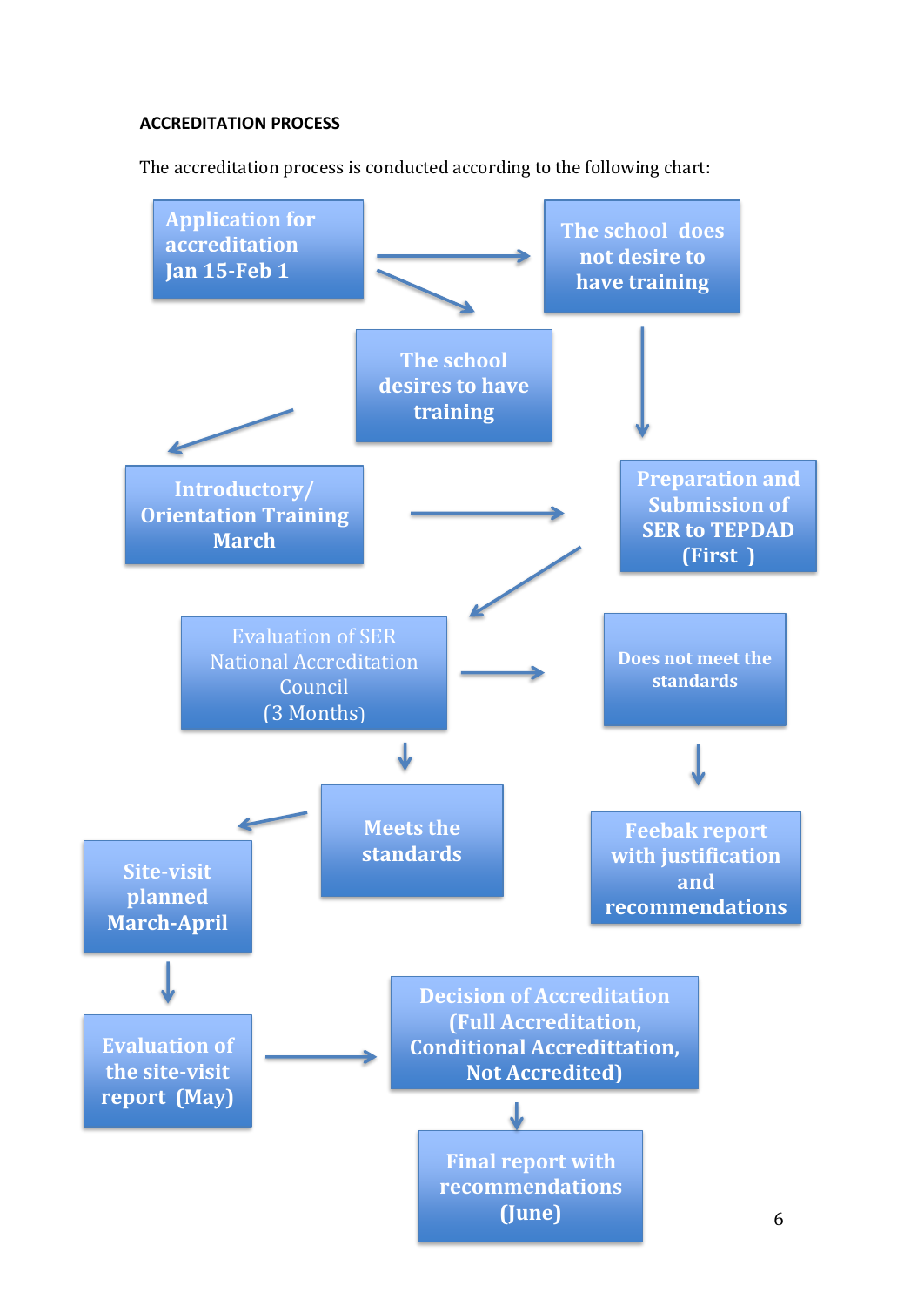**ACCREDITATION PROCESS**

The accreditation process is conducted according to the following chart:

- Application for accreditation Jan 15-Feb 1
  - → The school does not desire to have training → Preparation and Submission of SER to TEPDAD (First )
  - → The school desires to have training → Introductory/ Orientation Training March → Preparation and Submission of SER to TEPDAD (First )
- Preparation and Submission of SER to TEPDAD (First ) → Evaluation of SER National Accreditation Council (3 Months)
- Evaluation of SER National Accreditation Council (3 Months)
  - → Does not meet the standards → Feebak report with justification and recommendations
  - → Meets the standards → Site-visit planned March-April → Evaluation of the site-visit report (May) → Decision of Accreditation (Full Accreditation, Conditional Accredittation, Not Accredited) → Final report with recommendations (June)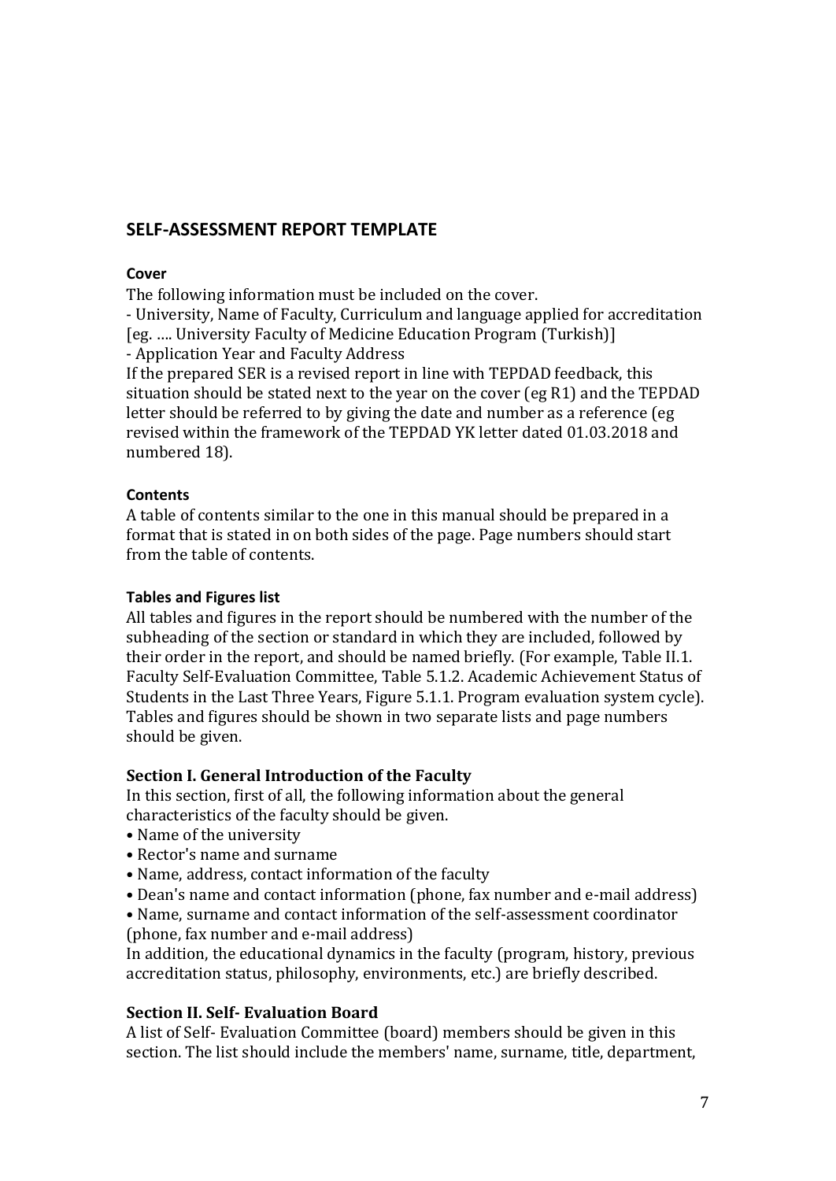## SELF-ASSESSMENT REPORT TEMPLATE

### Cover

The following information must be included on the cover.

- University, Name of Faculty, Curriculum and language applied for accreditation [eg. …. University Faculty of Medicine Education Program (Turkish)]
- Application Year and Faculty Address

If the prepared SER is a revised report in line with TEPDAD feedback, this situation should be stated next to the year on the cover (eg R1) and the TEPDAD letter should be referred to by giving the date and number as a reference (eg revised within the framework of the TEPDAD YK letter dated 01.03.2018 and numbered 18).

### Contents

A table of contents similar to the one in this manual should be prepared in a format that is stated in on both sides of the page. Page numbers should start from the table of contents.

### Tables and Figures list

All tables and figures in the report should be numbered with the number of the subheading of the section or standard in which they are included, followed by their order in the report, and should be named briefly. (For example, Table II.1. Faculty Self-Evaluation Committee, Table 5.1.2. Academic Achievement Status of Students in the Last Three Years, Figure 5.1.1. Program evaluation system cycle). Tables and figures should be shown in two separate lists and page numbers should be given.

### Section I. General Introduction of the Faculty

In this section, first of all, the following information about the general characteristics of the faculty should be given.

- Name of the university
- Rector's name and surname
- Name, address, contact information of the faculty
- Dean's name and contact information (phone, fax number and e-mail address)
- Name, surname and contact information of the self-assessment coordinator (phone, fax number and e-mail address)

In addition, the educational dynamics in the faculty (program, history, previous accreditation status, philosophy, environments, etc.) are briefly described.

### Section II. Self- Evaluation Board

A list of Self- Evaluation Committee (board) members should be given in this section. The list should include the members' name, surname, title, department,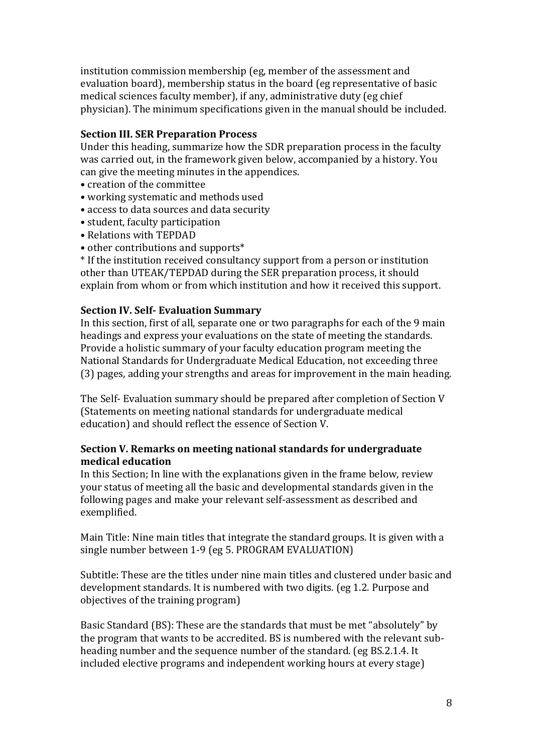institution commission membership (eg, member of the assessment and evaluation board), membership status in the board (eg representative of basic medical sciences faculty member), if any, administrative duty (eg chief physician). The minimum specifications given in the manual should be included.

**Section III. SER Preparation Process**

Under this heading, summarize how the SDR preparation process in the faculty was carried out, in the framework given below, accompanied by a history. You can give the meeting minutes in the appendices.

- creation of the committee
- working systematic and methods used
- access to data sources and data security
- student, faculty participation
- Relations with TEPDAD
- other contributions and supports*

* If the institution received consultancy support from a person or institution other than UTEAK/TEPDAD during the SER preparation process, it should explain from whom or from which institution and how it received this support.

**Section IV. Self- Evaluation Summary**

In this section, first of all, separate one or two paragraphs for each of the 9 main headings and express your evaluations on the state of meeting the standards. Provide a holistic summary of your faculty education program meeting the National Standards for Undergraduate Medical Education, not exceeding three (3) pages, adding your strengths and areas for improvement in the main heading.

The Self- Evaluation summary should be prepared after completion of Section V (Statements on meeting national standards for undergraduate medical education) and should reflect the essence of Section V.

**Section V. Remarks on meeting national standards for undergraduate medical education**

In this Section; In line with the explanations given in the frame below, review your status of meeting all the basic and developmental standards given in the following pages and make your relevant self-assessment as described and exemplified.

Main Title: Nine main titles that integrate the standard groups. It is given with a single number between 1-9 (eg 5. PROGRAM EVALUATION)

Subtitle: These are the titles under nine main titles and clustered under basic and development standards. It is numbered with two digits. (eg 1.2. Purpose and objectives of the training program)

Basic Standard (BS): These are the standards that must be met "absolutely" by the program that wants to be accredited. BS is numbered with the relevant sub-heading number and the sequence number of the standard. (eg BS.2.1.4. It included elective programs and independent working hours at every stage)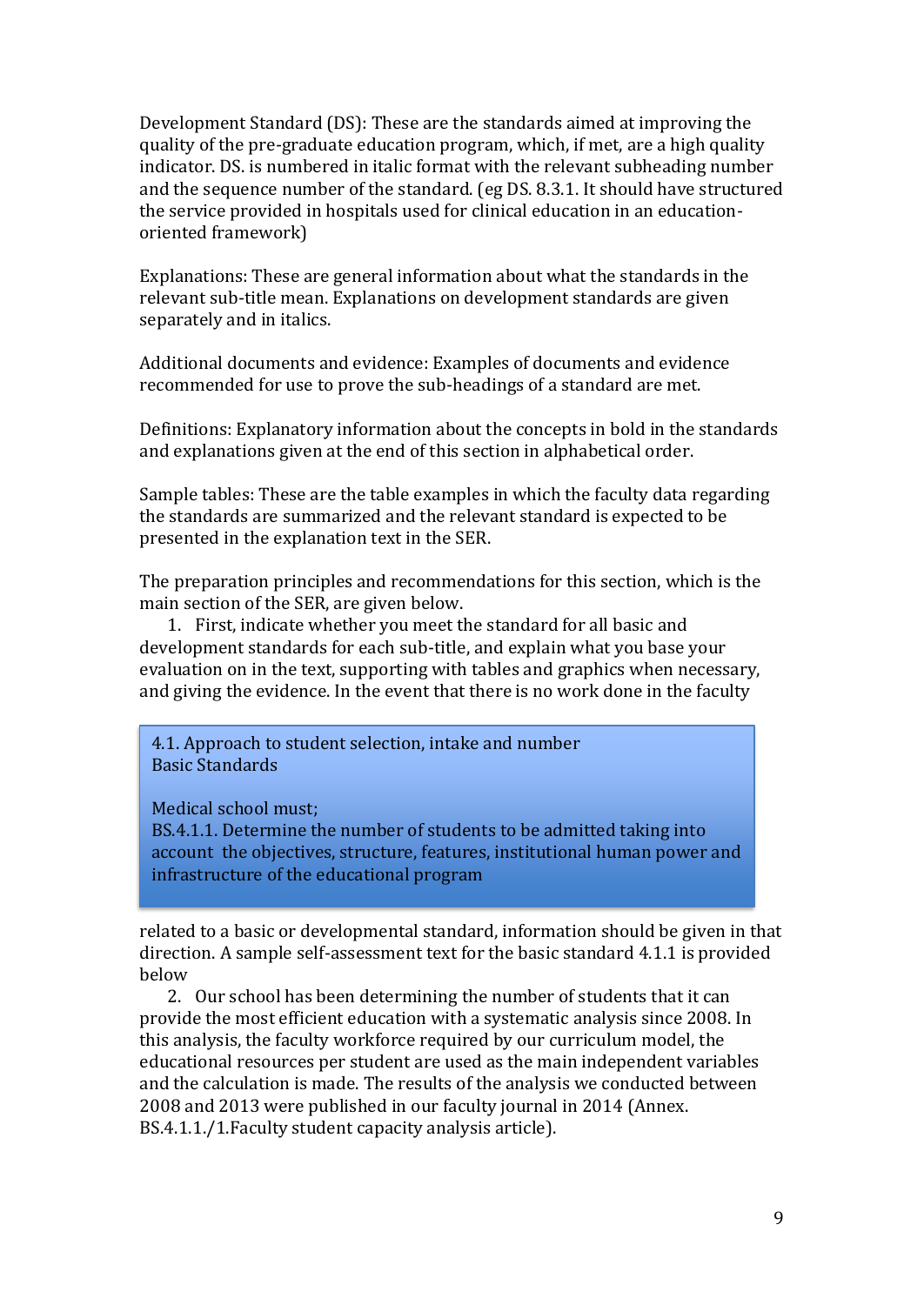Development Standard (DS): These are the standards aimed at improving the quality of the pre-graduate education program, which, if met, are a high quality indicator. DS. is numbered in italic format with the relevant subheading number and the sequence number of the standard. (eg DS. 8.3.1. It should have structured the service provided in hospitals used for clinical education in an education-oriented framework)

Explanations: These are general information about what the standards in the relevant sub-title mean. Explanations on development standards are given separately and in italics.

Additional documents and evidence: Examples of documents and evidence recommended for use to prove the sub-headings of a standard are met.

Definitions: Explanatory information about the concepts in bold in the standards and explanations given at the end of this section in alphabetical order.

Sample tables: These are the table examples in which the faculty data regarding the standards are summarized and the relevant standard is expected to be presented in the explanation text in the SER.

The preparation principles and recommendations for this section, which is the main section of the SER, are given below.

1. First, indicate whether you meet the standard for all basic and development standards for each sub-title, and explain what you base your evaluation on in the text, supporting with tables and graphics when necessary, and giving the evidence. In the event that there is no work done in the faculty related to a basic or developmental standard, information should be given in that direction. A sample self-assessment text for the basic standard 4.1.1 is provided below

> 4.1. Approach to student selection, intake and number
> Basic Standards
>
> Medical school must;
> BS.4.1.1. Determine the number of students to be admitted taking into account the objectives, structure, features, institutional human power and infrastructure of the educational program

2. Our school has been determining the number of students that it can provide the most efficient education with a systematic analysis since 2008. In this analysis, the faculty workforce required by our curriculum model, the educational resources per student are used as the main independent variables and the calculation is made. The results of the analysis we conducted between 2008 and 2013 were published in our faculty journal in 2014 (Annex. BS.4.1.1./1.Faculty student capacity analysis article).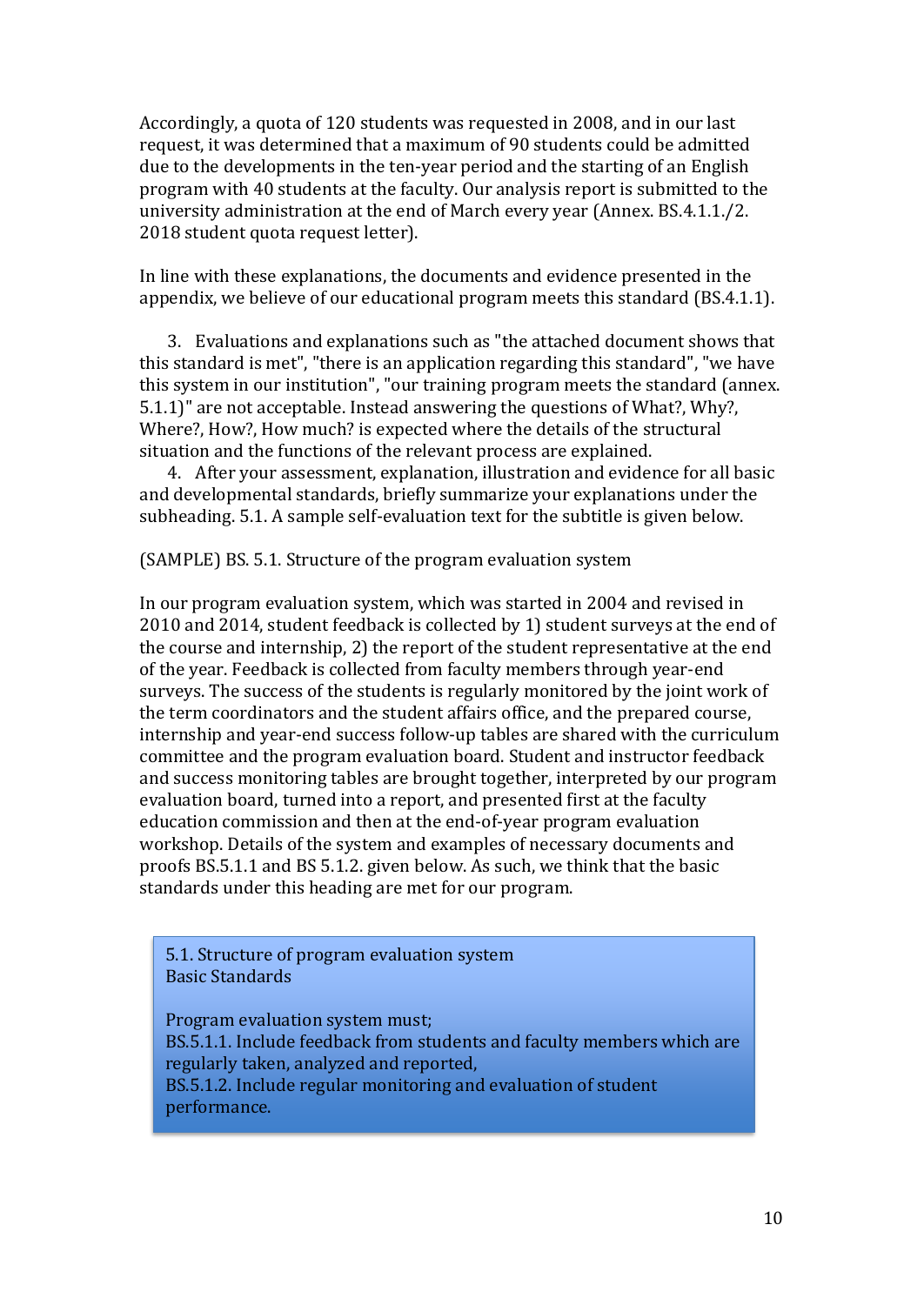Accordingly, a quota of 120 students was requested in 2008, and in our last request, it was determined that a maximum of 90 students could be admitted due to the developments in the ten-year period and the starting of an English program with 40 students at the faculty. Our analysis report is submitted to the university administration at the end of March every year (Annex. BS.4.1.1./2. 2018 student quota request letter).

In line with these explanations, the documents and evidence presented in the appendix, we believe of our educational program meets this standard (BS.4.1.1).

3. Evaluations and explanations such as "the attached document shows that this standard is met", "there is an application regarding this standard", "we have this system in our institution", "our training program meets the standard (annex. 5.1.1)" are not acceptable. Instead answering the questions of What?, Why?, Where?, How?, How much? is expected where the details of the structural situation and the functions of the relevant process are explained.
4. After your assessment, explanation, illustration and evidence for all basic and developmental standards, briefly summarize your explanations under the subheading. 5.1. A sample self-evaluation text for the subtitle is given below.

(SAMPLE) BS. 5.1. Structure of the program evaluation system

In our program evaluation system, which was started in 2004 and revised in 2010 and 2014, student feedback is collected by 1) student surveys at the end of the course and internship, 2) the report of the student representative at the end of the year. Feedback is collected from faculty members through year-end surveys. The success of the students is regularly monitored by the joint work of the term coordinators and the student affairs office, and the prepared course, internship and year-end success follow-up tables are shared with the curriculum committee and the program evaluation board. Student and instructor feedback and success monitoring tables are brought together, interpreted by our program evaluation board, turned into a report, and presented first at the faculty education commission and then at the end-of-year program evaluation workshop. Details of the system and examples of necessary documents and proofs BS.5.1.1 and BS 5.1.2. given below. As such, we think that the basic standards under this heading are met for our program.

> 5.1. Structure of program evaluation system
> Basic Standards
>
> Program evaluation system must;
> BS.5.1.1. Include feedback from students and faculty members which are regularly taken, analyzed and reported,
> BS.5.1.2. Include regular monitoring and evaluation of student performance.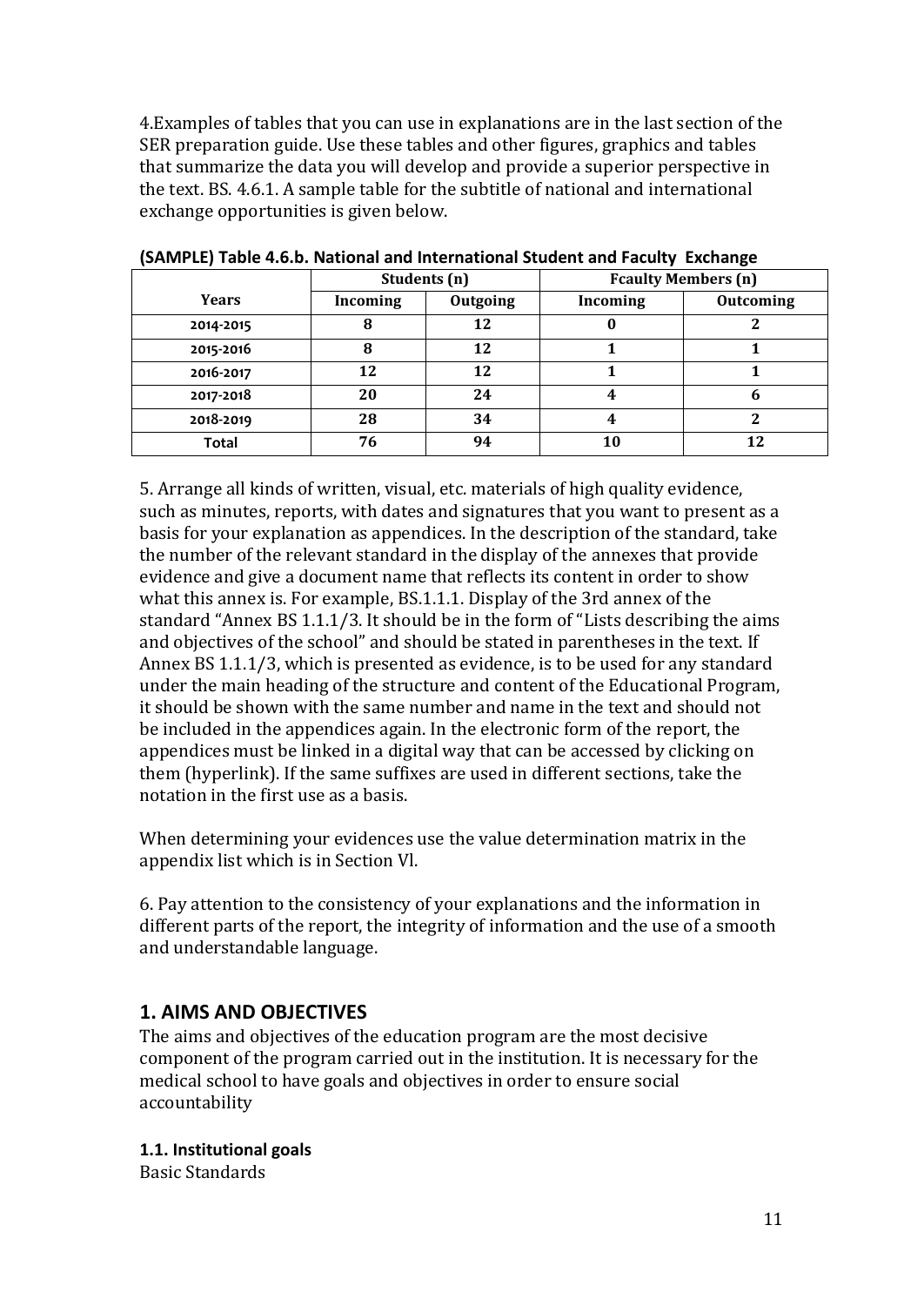4.Examples of tables that you can use in explanations are in the last section of the SER preparation guide. Use these tables and other figures, graphics and tables that summarize the data you will develop and provide a superior perspective in the text. BS. 4.6.1. A sample table for the subtitle of national and international exchange opportunities is given below.

**(SAMPLE) Table 4.6.b. National and International Student and Faculty Exchange**

| Years | Students (n) | | Fcaulty Members (n) | |
|---|---|---|---|---|
| | **Incoming** | **Outgoing** | **Incoming** | **Outcoming** |
| **2014-2015** | **8** | **12** | **0** | **2** |
| **2015-2016** | **8** | **12** | **1** | **1** |
| **2016-2017** | **12** | **12** | **1** | **1** |
| **2017-2018** | **20** | **24** | **4** | **6** |
| **2018-2019** | **28** | **34** | **4** | **2** |
| **Total** | **76** | **94** | **10** | **12** |

5. Arrange all kinds of written, visual, etc. materials of high quality evidence, such as minutes, reports, with dates and signatures that you want to present as a basis for your explanation as appendices. In the description of the standard, take the number of the relevant standard in the display of the annexes that provide evidence and give a document name that reflects its content in order to show what this annex is. For example, BS.1.1.1. Display of the 3rd annex of the standard "Annex BS 1.1.1/3. It should be in the form of "Lists describing the aims and objectives of the school" and should be stated in parentheses in the text. If Annex BS 1.1.1/3, which is presented as evidence, is to be used for any standard under the main heading of the structure and content of the Educational Program, it should be shown with the same number and name in the text and should not be included in the appendices again. In the electronic form of the report, the appendices must be linked in a digital way that can be accessed by clicking on them (hyperlink). If the same suffixes are used in different sections, take the notation in the first use as a basis.

When determining your evidences use the value determination matrix in the appendix list which is in Section Vl.

6. Pay attention to the consistency of your explanations and the information in different parts of the report, the integrity of information and the use of a smooth and understandable language.

## 1. AIMS AND OBJECTIVES

The aims and objectives of the education program are the most decisive component of the program carried out in the institution. It is necessary for the medical school to have goals and objectives in order to ensure social accountability

### 1.1. Institutional goals

Basic Standards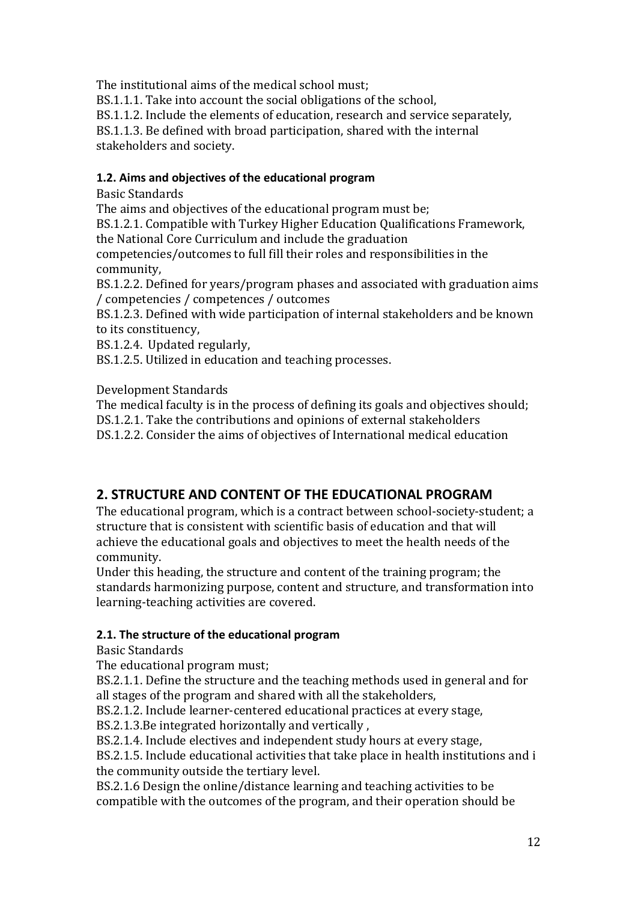The institutional aims of the medical school must;

BS.1.1.1. Take into account the social obligations of the school,

BS.1.1.2. Include the elements of education, research and service separately,

BS.1.1.3. Be defined with broad participation, shared with the internal stakeholders and society.

### 1.2. Aims and objectives of the educational program

Basic Standards

The aims and objectives of the educational program must be;

BS.1.2.1. Compatible with Turkey Higher Education Qualifications Framework, the National Core Curriculum and include the graduation competencies/outcomes to full fill their roles and responsibilities in the community,

BS.1.2.2. Defined for years/program phases and associated with graduation aims / competencies / competences / outcomes

BS.1.2.3. Defined with wide participation of internal stakeholders and be known to its constituency,

BS.1.2.4. Updated regularly,

BS.1.2.5. Utilized in education and teaching processes.

Development Standards

The medical faculty is in the process of defining its goals and objectives should;

DS.1.2.1. Take the contributions and opinions of external stakeholders

DS.1.2.2. Consider the aims of objectives of International medical education

## 2. STRUCTURE AND CONTENT OF THE EDUCATIONAL PROGRAM

The educational program, which is a contract between school-society-student; a structure that is consistent with scientific basis of education and that will achieve the educational goals and objectives to meet the health needs of the community.

Under this heading, the structure and content of the training program; the standards harmonizing purpose, content and structure, and transformation into learning-teaching activities are covered.

### 2.1. The structure of the educational program

Basic Standards

The educational program must;

BS.2.1.1. Define the structure and the teaching methods used in general and for all stages of the program and shared with all the stakeholders,

BS.2.1.2. Include learner-centered educational practices at every stage,

BS.2.1.3.Be integrated horizontally and vertically ,

BS.2.1.4. Include electives and independent study hours at every stage,

BS.2.1.5. Include educational activities that take place in health institutions and i the community outside the tertiary level.

BS.2.1.6 Design the online/distance learning and teaching activities to be compatible with the outcomes of the program, and their operation should be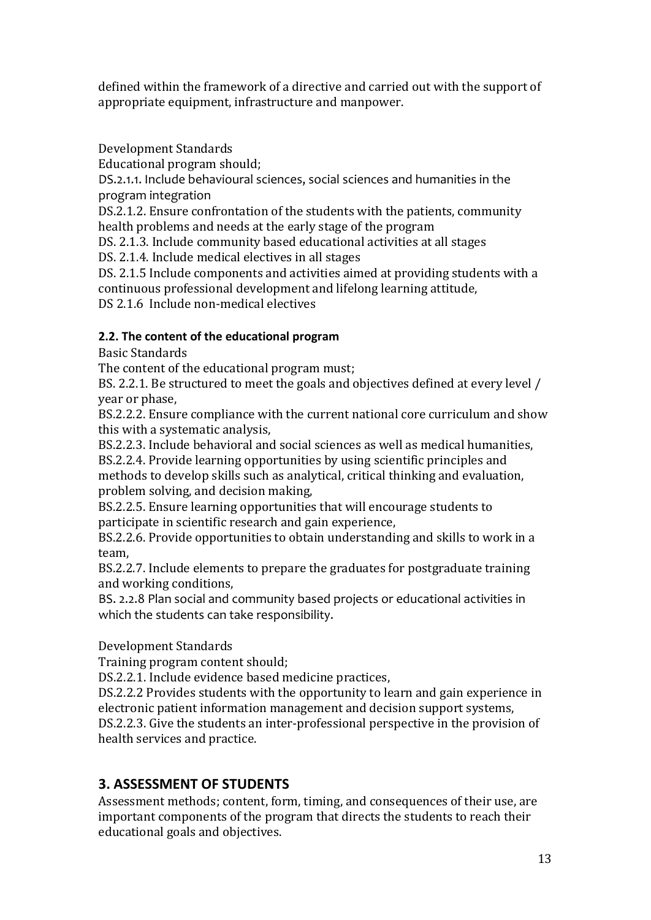defined within the framework of a directive and carried out with the support of appropriate equipment, infrastructure and manpower.

Development Standards

Educational program should;

DS.2.1.1. Include behavioural sciences, social sciences and humanities in the program integration

DS.2.1.2. Ensure confrontation of the students with the patients, community health problems and needs at the early stage of the program

DS. 2.1.3. Include community based educational activities at all stages

DS. 2.1.4. Include medical electives in all stages

DS. 2.1.5 Include components and activities aimed at providing students with a continuous professional development and lifelong learning attitude,

DS 2.1.6 Include non-medical electives

**2.2. The content of the educational program**

Basic Standards

The content of the educational program must;

BS. 2.2.1. Be structured to meet the goals and objectives defined at every level / year or phase,

BS.2.2.2. Ensure compliance with the current national core curriculum and show this with a systematic analysis,

BS.2.2.3. Include behavioral and social sciences as well as medical humanities,

BS.2.2.4. Provide learning opportunities by using scientific principles and methods to develop skills such as analytical, critical thinking and evaluation, problem solving, and decision making,

BS.2.2.5. Ensure learning opportunities that will encourage students to participate in scientific research and gain experience,

BS.2.2.6. Provide opportunities to obtain understanding and skills to work in a team,

BS.2.2.7. Include elements to prepare the graduates for postgraduate training and working conditions,

BS. 2.2.8 Plan social and community based projects or educational activities in which the students can take responsibility.

Development Standards

Training program content should;

DS.2.2.1. Include evidence based medicine practices,

DS.2.2.2 Provides students with the opportunity to learn and gain experience in electronic patient information management and decision support systems,

DS.2.2.3. Give the students an inter-professional perspective in the provision of health services and practice.

## 3. ASSESSMENT OF STUDENTS

Assessment methods; content, form, timing, and consequences of their use, are important components of the program that directs the students to reach their educational goals and objectives.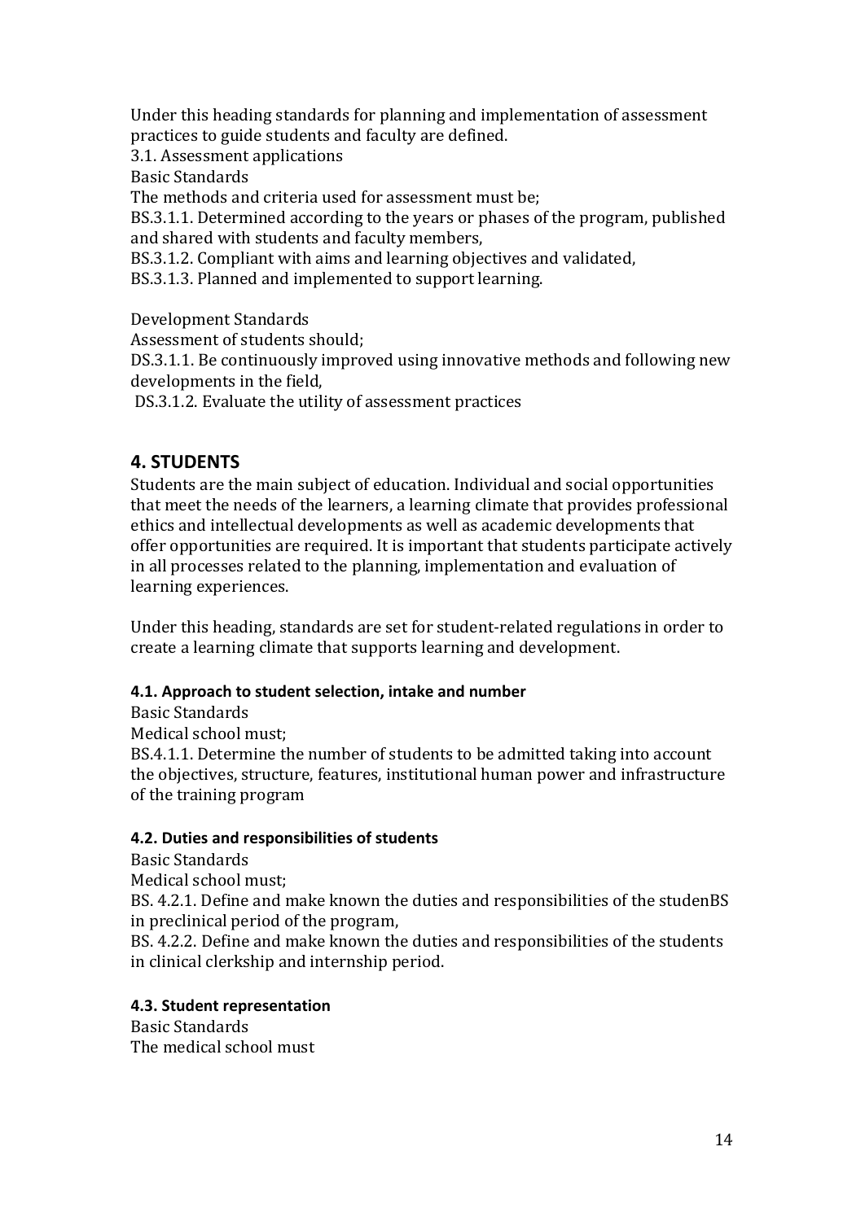Under this heading standards for planning and implementation of assessment practices to guide students and faculty are defined.

3.1. Assessment applications

Basic Standards

The methods and criteria used for assessment must be;

BS.3.1.1. Determined according to the years or phases of the program, published and shared with students and faculty members,

BS.3.1.2. Compliant with aims and learning objectives and validated,

BS.3.1.3. Planned and implemented to support learning.

Development Standards

Assessment of students should;

DS.3.1.1. Be continuously improved using innovative methods and following new developments in the field,

DS.3.1.2. Evaluate the utility of assessment practices

## 4. STUDENTS

Students are the main subject of education. Individual and social opportunities that meet the needs of the learners, a learning climate that provides professional ethics and intellectual developments as well as academic developments that offer opportunities are required. It is important that students participate actively in all processes related to the planning, implementation and evaluation of learning experiences.

Under this heading, standards are set for student-related regulations in order to create a learning climate that supports learning and development.

### 4.1. Approach to student selection, intake and number

Basic Standards

Medical school must;

BS.4.1.1. Determine the number of students to be admitted taking into account the objectives, structure, features, institutional human power and infrastructure of the training program

### 4.2. Duties and responsibilities of students

Basic Standards

Medical school must;

BS. 4.2.1. Define and make known the duties and responsibilities of the studenBS in preclinical period of the program,

BS. 4.2.2. Define and make known the duties and responsibilities of the students in clinical clerkship and internship period.

### 4.3. Student representation

Basic Standards

The medical school must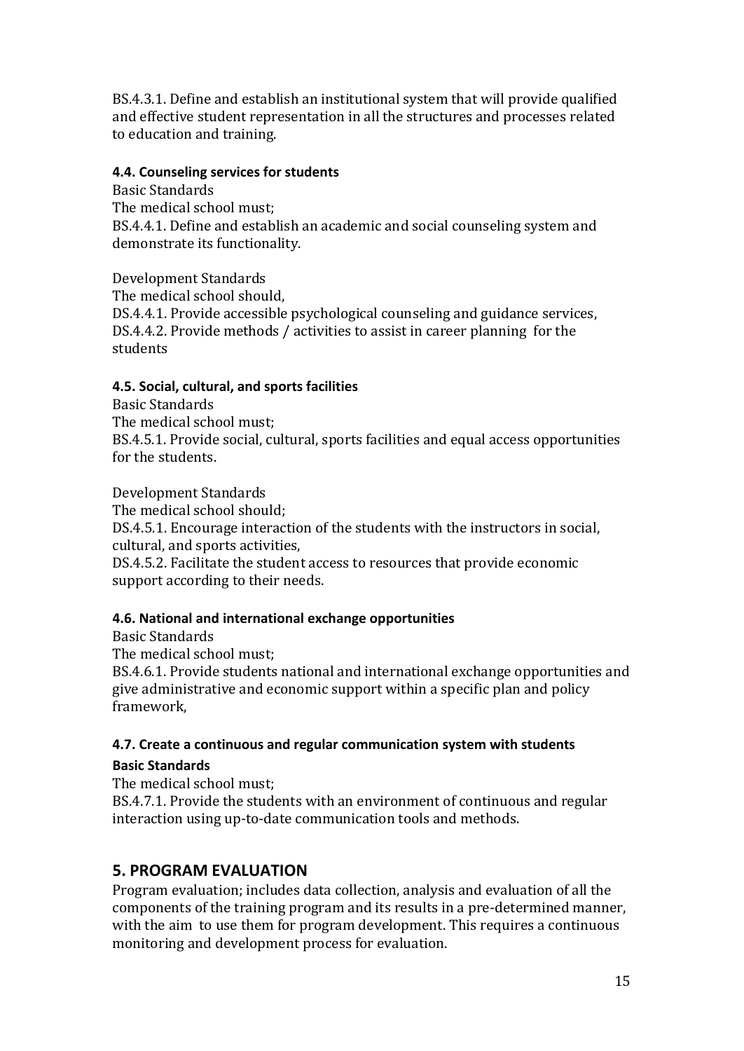BS.4.3.1. Define and establish an institutional system that will provide qualified and effective student representation in all the structures and processes related to education and training.

#### 4.4. Counseling services for students

Basic Standards

The medical school must;

BS.4.4.1. Define and establish an academic and social counseling system and demonstrate its functionality.

Development Standards

The medical school should,

DS.4.4.1. Provide accessible psychological counseling and guidance services,

DS.4.4.2. Provide methods / activities to assist in career planning for the students

#### 4.5. Social, cultural, and sports facilities

Basic Standards

The medical school must;

BS.4.5.1. Provide social, cultural, sports facilities and equal access opportunities for the students.

Development Standards

The medical school should;

DS.4.5.1. Encourage interaction of the students with the instructors in social, cultural, and sports activities,

DS.4.5.2. Facilitate the student access to resources that provide economic support according to their needs.

#### 4.6. National and international exchange opportunities

Basic Standards

The medical school must;

BS.4.6.1. Provide students national and international exchange opportunities and give administrative and economic support within a specific plan and policy framework,

#### 4.7. Create a continuous and regular communication system with students

**Basic Standards**

The medical school must;

BS.4.7.1. Provide the students with an environment of continuous and regular interaction using up-to-date communication tools and methods.

## 5. PROGRAM EVALUATION

Program evaluation; includes data collection, analysis and evaluation of all the components of the training program and its results in a pre-determined manner, with the aim to use them for program development. This requires a continuous monitoring and development process for evaluation.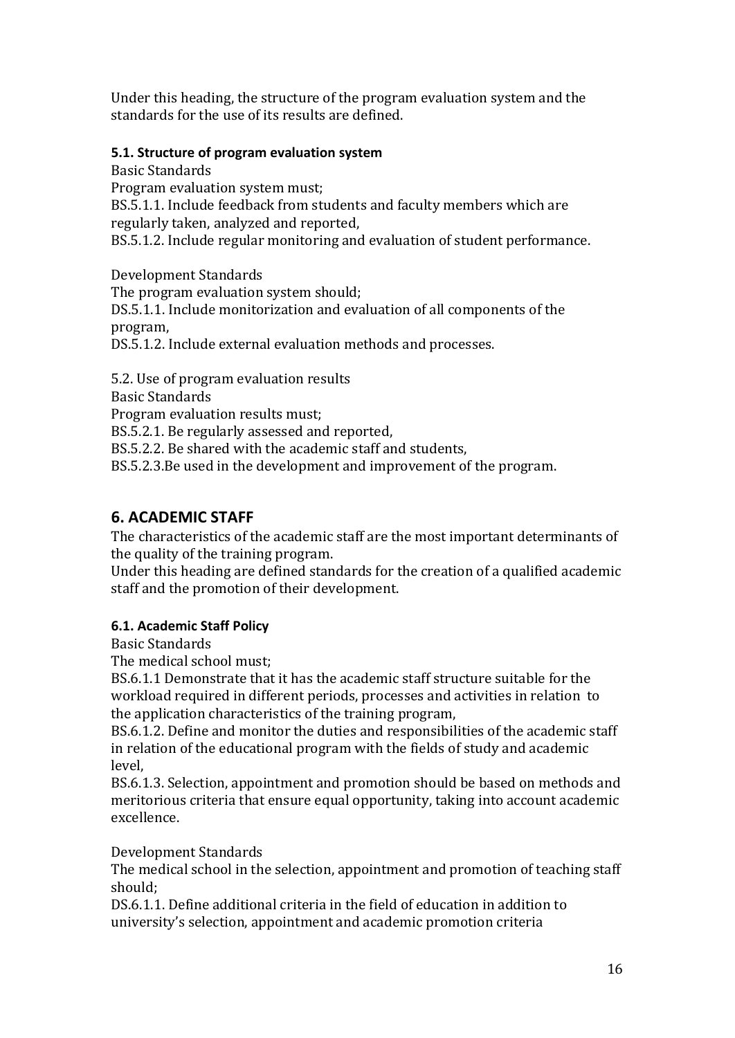Under this heading, the structure of the program evaluation system and the standards for the use of its results are defined.

### 5.1. Structure of program evaluation system

Basic Standards

Program evaluation system must;

BS.5.1.1. Include feedback from students and faculty members which are regularly taken, analyzed and reported,

BS.5.1.2. Include regular monitoring and evaluation of student performance.

Development Standards

The program evaluation system should;

DS.5.1.1. Include monitorization and evaluation of all components of the program,

DS.5.1.2. Include external evaluation methods and processes.

5.2. Use of program evaluation results

Basic Standards

Program evaluation results must;

BS.5.2.1. Be regularly assessed and reported,

BS.5.2.2. Be shared with the academic staff and students,

BS.5.2.3.Be used in the development and improvement of the program.

## 6. ACADEMIC STAFF

The characteristics of the academic staff are the most important determinants of the quality of the training program.

Under this heading are defined standards for the creation of a qualified academic staff and the promotion of their development.

### 6.1. Academic Staff Policy

Basic Standards

The medical school must;

BS.6.1.1 Demonstrate that it has the academic staff structure suitable for the workload required in different periods, processes and activities in relation to the application characteristics of the training program,

BS.6.1.2. Define and monitor the duties and responsibilities of the academic staff in relation of the educational program with the fields of study and academic level,

BS.6.1.3. Selection, appointment and promotion should be based on methods and meritorious criteria that ensure equal opportunity, taking into account academic excellence.

Development Standards

The medical school in the selection, appointment and promotion of teaching staff should;

DS.6.1.1. Define additional criteria in the field of education in addition to university's selection, appointment and academic promotion criteria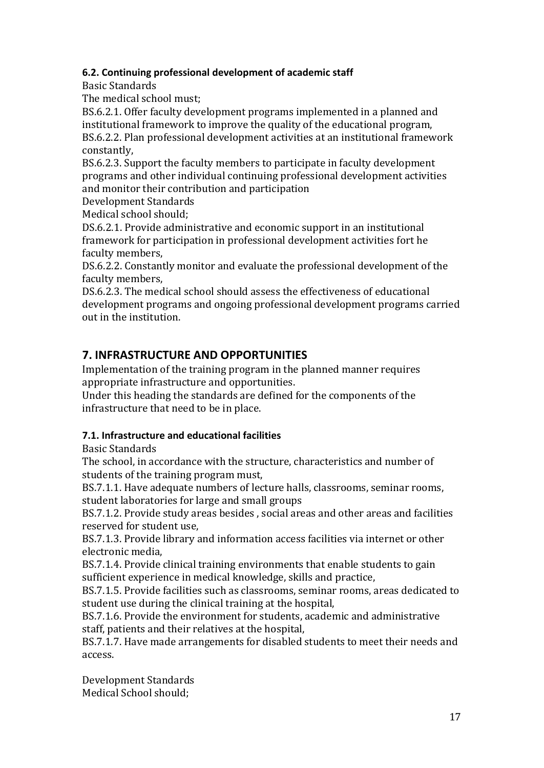#### 6.2. Continuing professional development of academic staff

Basic Standards

The medical school must;

BS.6.2.1. Offer faculty development programs implemented in a planned and institutional framework to improve the quality of the educational program,

BS.6.2.2. Plan professional development activities at an institutional framework constantly,

BS.6.2.3. Support the faculty members to participate in faculty development programs and other individual continuing professional development activities and monitor their contribution and participation

Development Standards

Medical school should;

DS.6.2.1. Provide administrative and economic support in an institutional framework for participation in professional development activities fort he faculty members,

DS.6.2.2. Constantly monitor and evaluate the professional development of the faculty members,

DS.6.2.3. The medical school should assess the effectiveness of educational development programs and ongoing professional development programs carried out in the institution.

## 7. INFRASTRUCTURE AND OPPORTUNITIES

Implementation of the training program in the planned manner requires appropriate infrastructure and opportunities.

Under this heading the standards are defined for the components of the infrastructure that need to be in place.

#### 7.1. Infrastructure and educational facilities

Basic Standards

The school, in accordance with the structure, characteristics and number of students of the training program must,

BS.7.1.1. Have adequate numbers of lecture halls, classrooms, seminar rooms, student laboratories for large and small groups

BS.7.1.2. Provide study areas besides , social areas and other areas and facilities reserved for student use,

BS.7.1.3. Provide library and information access facilities via internet or other electronic media,

BS.7.1.4. Provide clinical training environments that enable students to gain sufficient experience in medical knowledge, skills and practice,

BS.7.1.5. Provide facilities such as classrooms, seminar rooms, areas dedicated to student use during the clinical training at the hospital,

BS.7.1.6. Provide the environment for students, academic and administrative staff, patients and their relatives at the hospital,

BS.7.1.7. Have made arrangements for disabled students to meet their needs and access.

Development Standards

Medical School should;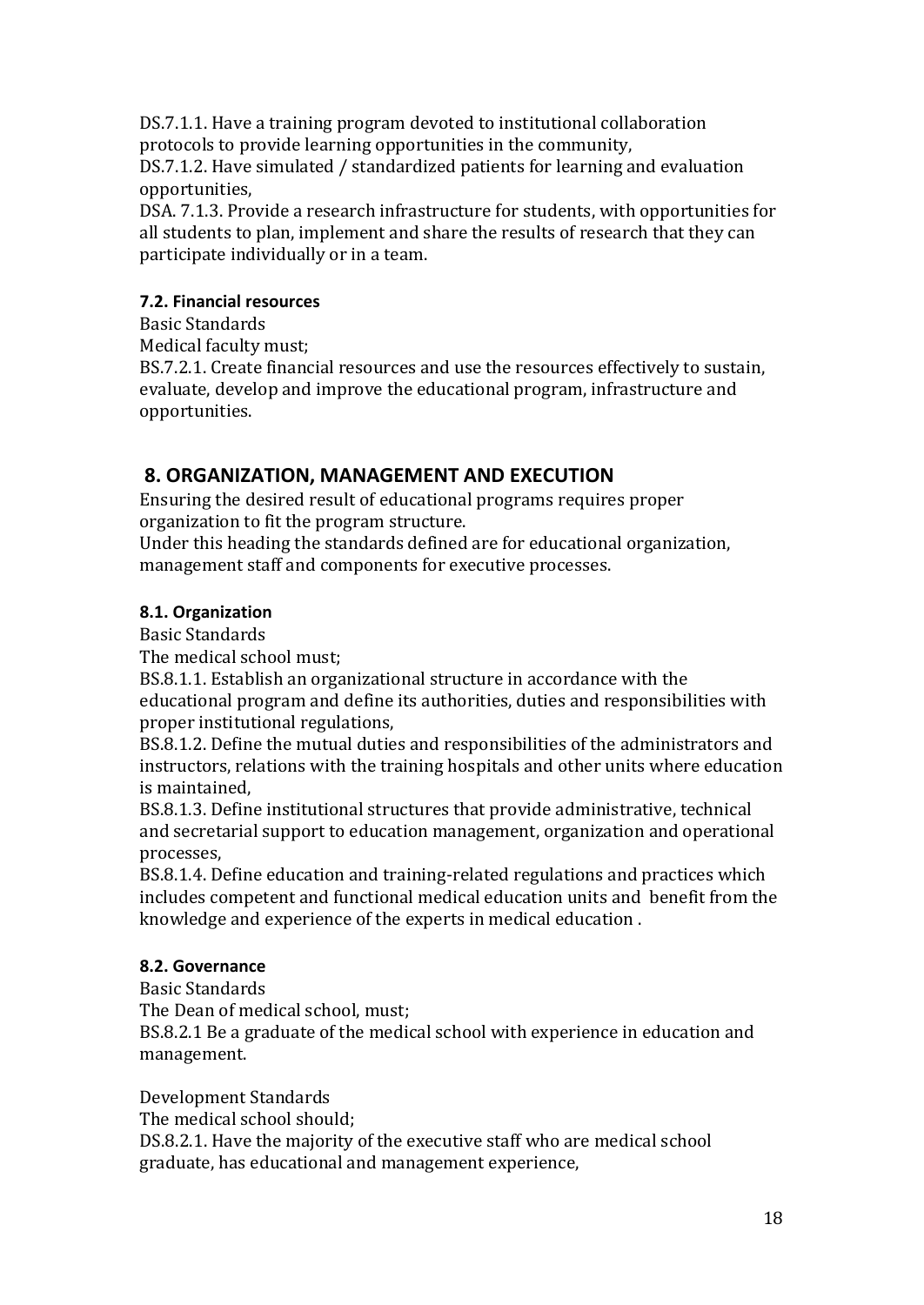DS.7.1.1. Have a training program devoted to institutional collaboration protocols to provide learning opportunities in the community,
DS.7.1.2. Have simulated / standardized patients for learning and evaluation opportunities,
DSA. 7.1.3. Provide a research infrastructure for students, with opportunities for all students to plan, implement and share the results of research that they can participate individually or in a team.

### 7.2. Financial resources

Basic Standards
Medical faculty must;
BS.7.2.1. Create financial resources and use the resources effectively to sustain, evaluate, develop and improve the educational program, infrastructure and opportunities.

## 8. ORGANIZATION, MANAGEMENT AND EXECUTION

Ensuring the desired result of educational programs requires proper organization to fit the program structure.
Under this heading the standards defined are for educational organization, management staff and components for executive processes.

### 8.1. Organization

Basic Standards
The medical school must;
BS.8.1.1. Establish an organizational structure in accordance with the educational program and define its authorities, duties and responsibilities with proper institutional regulations,
BS.8.1.2. Define the mutual duties and responsibilities of the administrators and instructors, relations with the training hospitals and other units where education is maintained,
BS.8.1.3. Define institutional structures that provide administrative, technical and secretarial support to education management, organization and operational processes,
BS.8.1.4. Define education and training-related regulations and practices which includes competent and functional medical education units and benefit from the knowledge and experience of the experts in medical education .

### 8.2. Governance

Basic Standards
The Dean of medical school, must;
BS.8.2.1 Be a graduate of the medical school with experience in education and management.

Development Standards
The medical school should;
DS.8.2.1. Have the majority of the executive staff who are medical school graduate, has educational and management experience,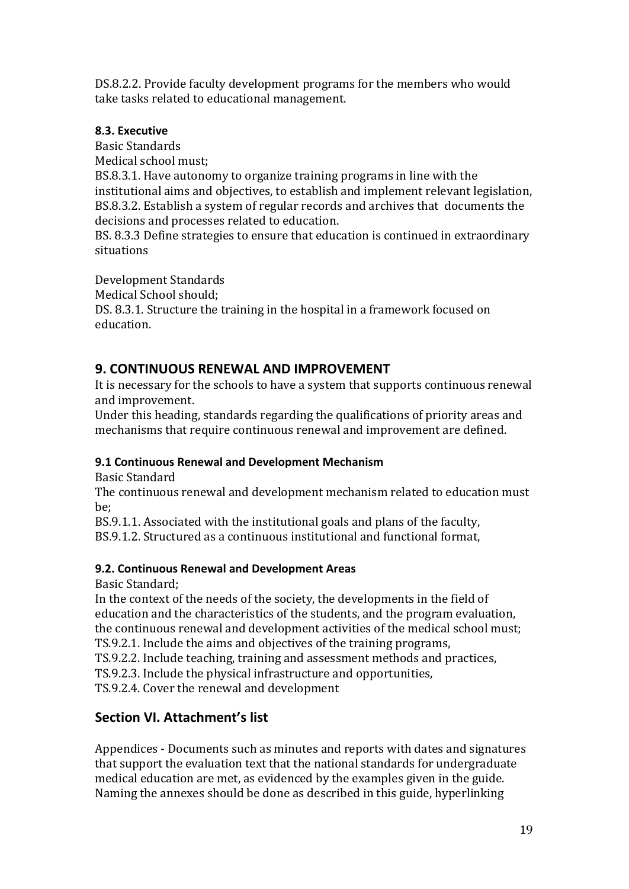DS.8.2.2. Provide faculty development programs for the members who would take tasks related to educational management.

#### 8.3. Executive

Basic Standards

Medical school must;

BS.8.3.1. Have autonomy to organize training programs in line with the institutional aims and objectives, to establish and implement relevant legislation,

BS.8.3.2. Establish a system of regular records and archives that documents the decisions and processes related to education.

BS. 8.3.3 Define strategies to ensure that education is continued in extraordinary situations

Development Standards

Medical School should;

DS. 8.3.1. Structure the training in the hospital in a framework focused on education.

## 9. CONTINUOUS RENEWAL AND IMPROVEMENT

It is necessary for the schools to have a system that supports continuous renewal and improvement.

Under this heading, standards regarding the qualifications of priority areas and mechanisms that require continuous renewal and improvement are defined.

#### 9.1 Continuous Renewal and Development Mechanism

Basic Standard

The continuous renewal and development mechanism related to education must be;

BS.9.1.1. Associated with the institutional goals and plans of the faculty,

BS.9.1.2. Structured as a continuous institutional and functional format,

#### 9.2. Continuous Renewal and Development Areas

Basic Standard;

In the context of the needs of the society, the developments in the field of education and the characteristics of the students, and the program evaluation, the continuous renewal and development activities of the medical school must;

TS.9.2.1. Include the aims and objectives of the training programs,

TS.9.2.2. Include teaching, training and assessment methods and practices,

TS.9.2.3. Include the physical infrastructure and opportunities,

TS.9.2.4. Cover the renewal and development

## Section VI. Attachment's list

Appendices - Documents such as minutes and reports with dates and signatures that support the evaluation text that the national standards for undergraduate medical education are met, as evidenced by the examples given in the guide. Naming the annexes should be done as described in this guide, hyperlinking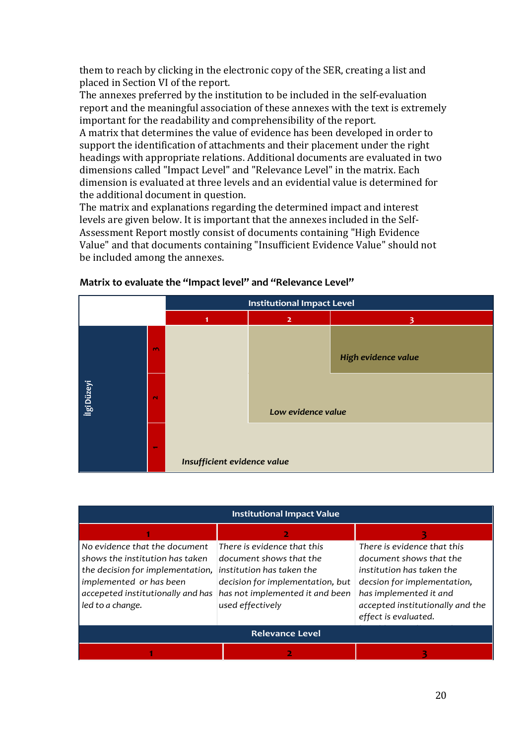them to reach by clicking in the electronic copy of the SER, creating a list and placed in Section VI of the report.
The annexes preferred by the institution to be included in the self-evaluation report and the meaningful association of these annexes with the text is extremely important for the readability and comprehensibility of the report.
A matrix that determines the value of evidence has been developed in order to support the identification of attachments and their placement under the right headings with appropriate relations. Additional documents are evaluated in two dimensions called "Impact Level" and "Relevance Level" in the matrix. Each dimension is evaluated at three levels and an evidential value is determined for the additional document in question.
The matrix and explanations regarding the determined impact and interest levels are given below. It is important that the annexes included in the Self-Assessment Report mostly consist of documents containing "High Evidence Value" and that documents containing "Insufficient Evidence Value" should not be included among the annexes.

**Matrix to evaluate the "Impact level" and "Relevance Level"**

| İlgi Düzeyi | | Institutional Impact Level | | |
|---|---|---|---|---|
| | | **1** | **2** | **3** |
| | **3** | Insufficient evidence value | Low evidence value | ***High evidence value*** |
| | **2** | Insufficient evidence value | ***Low evidence value*** | Low evidence value |
| | **1** | ***Insufficient evidence value*** | Insufficient evidence value | Insufficient evidence value |

| Institutional Impact Value | | |
|---|---|---|
| **1** | **2** | **3** |
| *No evidence that the document shows the institution has taken the decision for implementation, implemented or has been accepeted institutionally and has led to a change.* | *There is evidence that this document shows that the institution has taken the decision for implementation, but has not implemented it and been used effectively* | *There is evidence that this document shows that the institution has taken the decsion for implementation, has implemented it and accepted institutionally and the effect is evaluated.* |
| **Relevance Level** | | |
| **1** | **2** | **3** |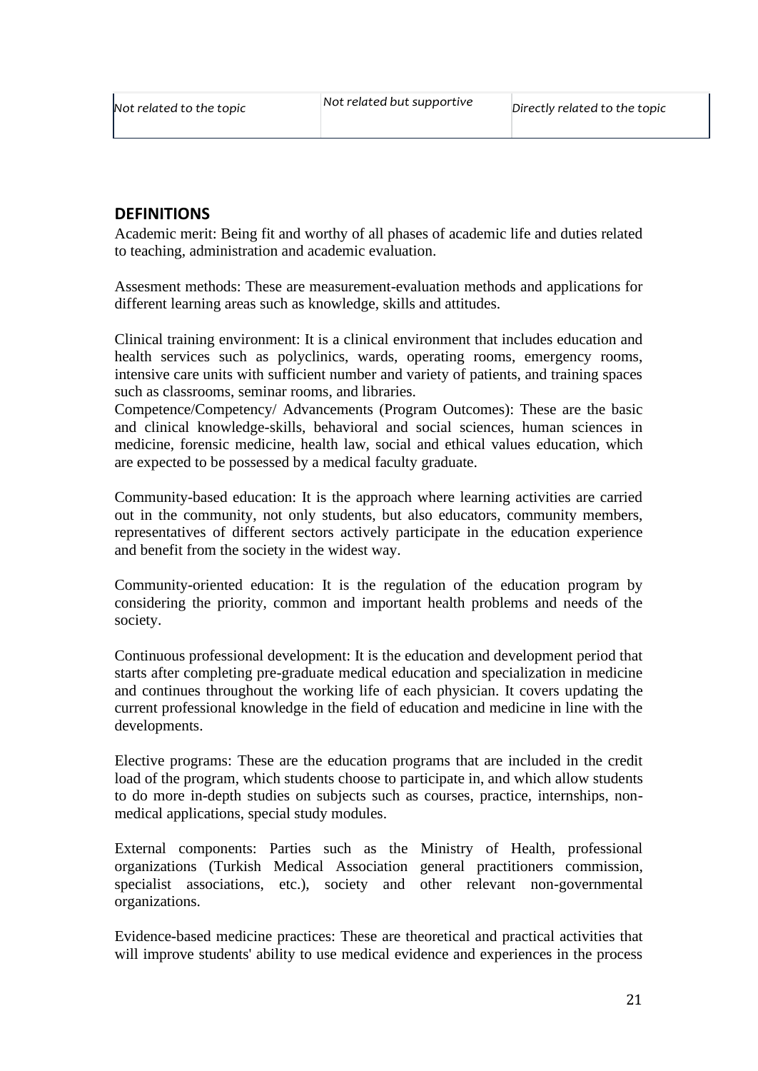| Not related to the topic | Not related but supportive | Directly related to the topic |
|---|---|---|

## DEFINITIONS

Academic merit: Being fit and worthy of all phases of academic life and duties related to teaching, administration and academic evaluation.

Assesment methods: These are measurement-evaluation methods and applications for different learning areas such as knowledge, skills and attitudes.

Clinical training environment: It is a clinical environment that includes education and health services such as polyclinics, wards, operating rooms, emergency rooms, intensive care units with sufficient number and variety of patients, and training spaces such as classrooms, seminar rooms, and libraries.

Competence/Competency/ Advancements (Program Outcomes): These are the basic and clinical knowledge-skills, behavioral and social sciences, human sciences in medicine, forensic medicine, health law, social and ethical values education, which are expected to be possessed by a medical faculty graduate.

Community-based education: It is the approach where learning activities are carried out in the community, not only students, but also educators, community members, representatives of different sectors actively participate in the education experience and benefit from the society in the widest way.

Community-oriented education: It is the regulation of the education program by considering the priority, common and important health problems and needs of the society.

Continuous professional development: It is the education and development period that starts after completing pre-graduate medical education and specialization in medicine and continues throughout the working life of each physician. It covers updating the current professional knowledge in the field of education and medicine in line with the developments.

Elective programs: These are the education programs that are included in the credit load of the program, which students choose to participate in, and which allow students to do more in-depth studies on subjects such as courses, practice, internships, non-medical applications, special study modules.

External components: Parties such as the Ministry of Health, professional organizations (Turkish Medical Association general practitioners commission, specialist associations, etc.), society and other relevant non-governmental organizations.

Evidence-based medicine practices: These are theoretical and practical activities that will improve students' ability to use medical evidence and experiences in the process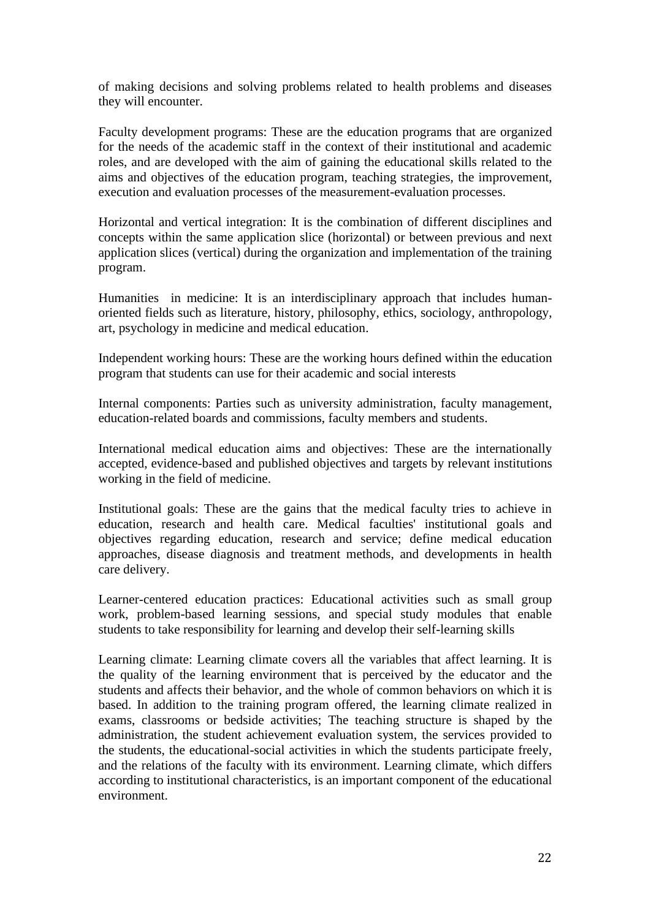of making decisions and solving problems related to health problems and diseases they will encounter.

Faculty development programs: These are the education programs that are organized for the needs of the academic staff in the context of their institutional and academic roles, and are developed with the aim of gaining the educational skills related to the aims and objectives of the education program, teaching strategies, the improvement, execution and evaluation processes of the measurement-evaluation processes.

Horizontal and vertical integration: It is the combination of different disciplines and concepts within the same application slice (horizontal) or between previous and next application slices (vertical) during the organization and implementation of the training program.

Humanities in medicine: It is an interdisciplinary approach that includes human-oriented fields such as literature, history, philosophy, ethics, sociology, anthropology, art, psychology in medicine and medical education.

Independent working hours: These are the working hours defined within the education program that students can use for their academic and social interests

Internal components: Parties such as university administration, faculty management, education-related boards and commissions, faculty members and students.

International medical education aims and objectives: These are the internationally accepted, evidence-based and published objectives and targets by relevant institutions working in the field of medicine.

Institutional goals: These are the gains that the medical faculty tries to achieve in education, research and health care. Medical faculties' institutional goals and objectives regarding education, research and service; define medical education approaches, disease diagnosis and treatment methods, and developments in health care delivery.

Learner-centered education practices: Educational activities such as small group work, problem-based learning sessions, and special study modules that enable students to take responsibility for learning and develop their self-learning skills

Learning climate: Learning climate covers all the variables that affect learning. It is the quality of the learning environment that is perceived by the educator and the students and affects their behavior, and the whole of common behaviors on which it is based. In addition to the training program offered, the learning climate realized in exams, classrooms or bedside activities; The teaching structure is shaped by the administration, the student achievement evaluation system, the services provided to the students, the educational-social activities in which the students participate freely, and the relations of the faculty with its environment. Learning climate, which differs according to institutional characteristics, is an important component of the educational environment.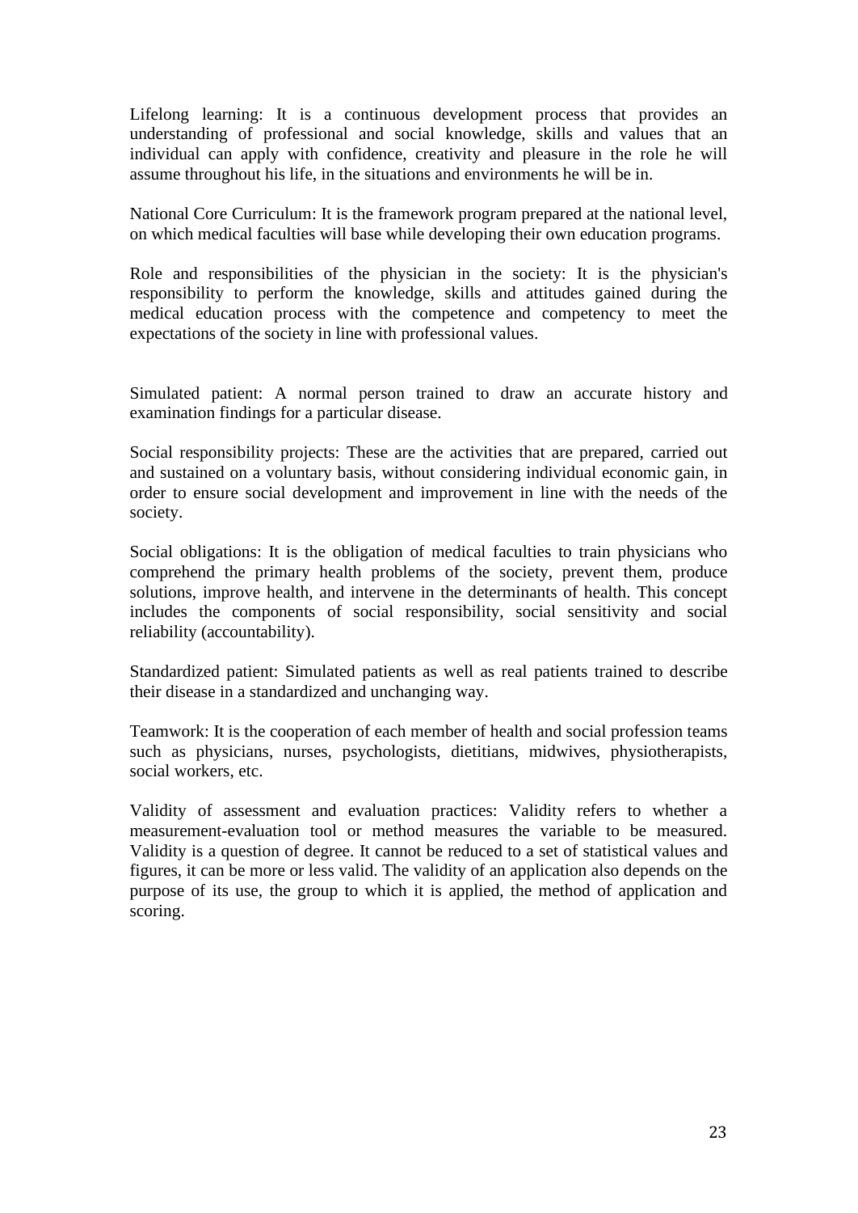Lifelong learning: It is a continuous development process that provides an understanding of professional and social knowledge, skills and values that an individual can apply with confidence, creativity and pleasure in the role he will assume throughout his life, in the situations and environments he will be in.

National Core Curriculum: It is the framework program prepared at the national level, on which medical faculties will base while developing their own education programs.

Role and responsibilities of the physician in the society: It is the physician's responsibility to perform the knowledge, skills and attitudes gained during the medical education process with the competence and competency to meet the expectations of the society in line with professional values.

Simulated patient: A normal person trained to draw an accurate history and examination findings for a particular disease.

Social responsibility projects: These are the activities that are prepared, carried out and sustained on a voluntary basis, without considering individual economic gain, in order to ensure social development and improvement in line with the needs of the society.

Social obligations: It is the obligation of medical faculties to train physicians who comprehend the primary health problems of the society, prevent them, produce solutions, improve health, and intervene in the determinants of health. This concept includes the components of social responsibility, social sensitivity and social reliability (accountability).

Standardized patient: Simulated patients as well as real patients trained to describe their disease in a standardized and unchanging way.

Teamwork: It is the cooperation of each member of health and social profession teams such as physicians, nurses, psychologists, dietitians, midwives, physiotherapists, social workers, etc.

Validity of assessment and evaluation practices: Validity refers to whether a measurement-evaluation tool or method measures the variable to be measured. Validity is a question of degree. It cannot be reduced to a set of statistical values and figures, it can be more or less valid. The validity of an application also depends on the purpose of its use, the group to which it is applied, the method of application and scoring.